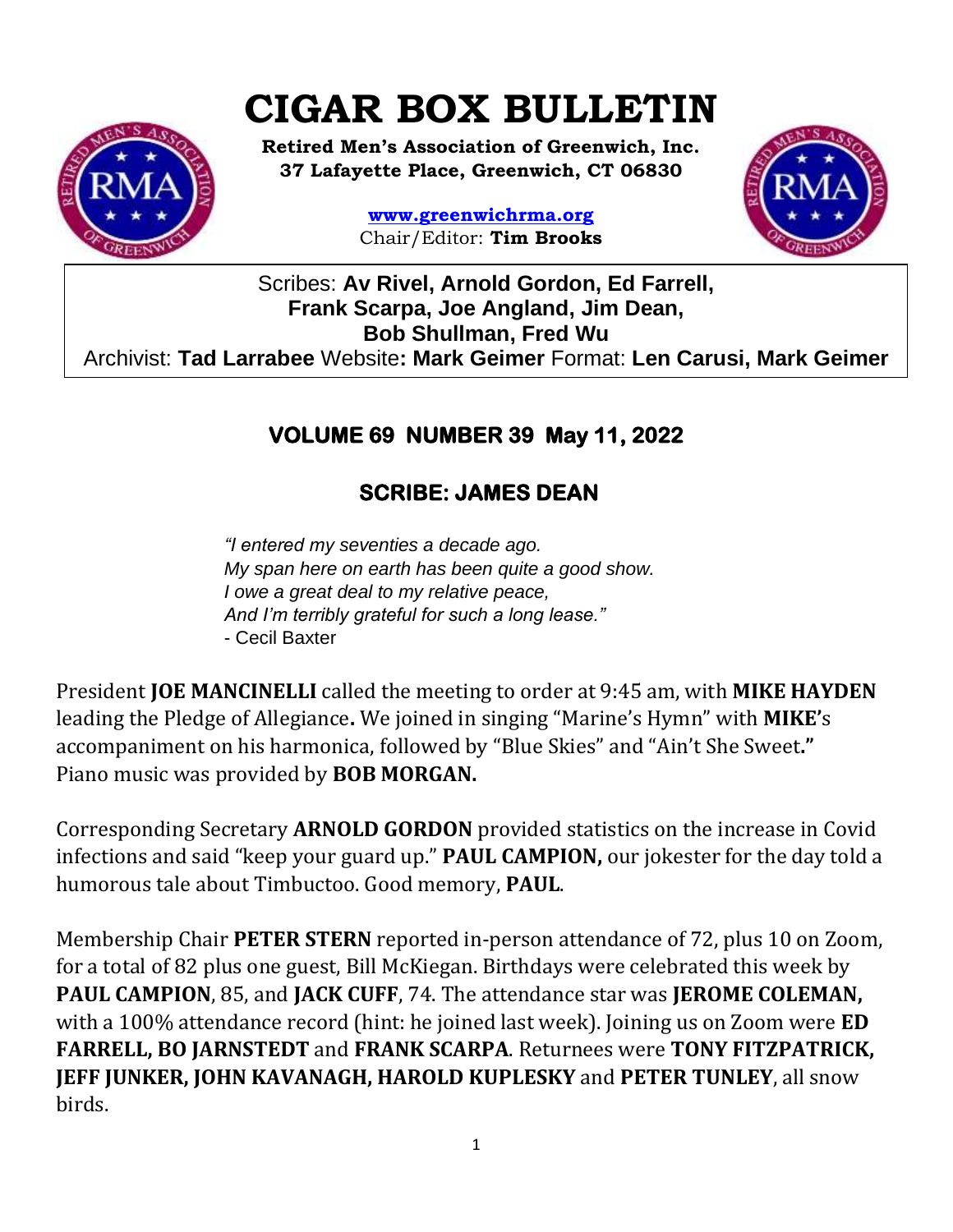# CIGAR BOX BULLETIN

**Retired Men's Association of Greenwich, Inc.**
**37 Lafayette Place, Greenwich, CT 06830**

**www.greenwichrma.org**
Chair/Editor: **Tim Brooks**

Scribes: **Av Rivel, Arnold Gordon, Ed Farrell, Frank Scarpa, Joe Angland, Jim Dean, Bob Shullman, Fred Wu**
Archivist: **Tad Larrabee** Website**: Mark Geimer** Format: **Len Carusi, Mark Geimer**

## VOLUME 69 NUMBER 39 May 11, 2022

## SCRIBE: JAMES DEAN

*"I entered my seventies a decade ago.*
*My span here on earth has been quite a good show.*
*I owe a great deal to my relative peace,*
*And I'm terribly grateful for such a long lease."*
- Cecil Baxter

President **JOE MANCINELLI** called the meeting to order at 9:45 am, with **MIKE HAYDEN** leading the Pledge of Allegiance**.** We joined in singing "Marine's Hymn" with **MIKE'**s accompaniment on his harmonica, followed by "Blue Skies" and "Ain't She Sweet**."** Piano music was provided by **BOB MORGAN.**

Corresponding Secretary **ARNOLD GORDON** provided statistics on the increase in Covid infections and said "keep your guard up." **PAUL CAMPION,** our jokester for the day told a humorous tale about Timbuctoo. Good memory, **PAUL**.

Membership Chair **PETER STERN** reported in-person attendance of 72, plus 10 on Zoom, for a total of 82 plus one guest, Bill McKiegan. Birthdays were celebrated this week by **PAUL CAMPION**, 85, and **JACK CUFF**, 74. The attendance star was **JEROME COLEMAN,** with a 100% attendance record (hint: he joined last week). Joining us on Zoom were **ED FARRELL, BO JARNSTEDT** and **FRANK SCARPA**. Returnees were **TONY FITZPATRICK, JEFF JUNKER, JOHN KAVANAGH, HAROLD KUPLESKY** and **PETER TUNLEY**, all snow birds.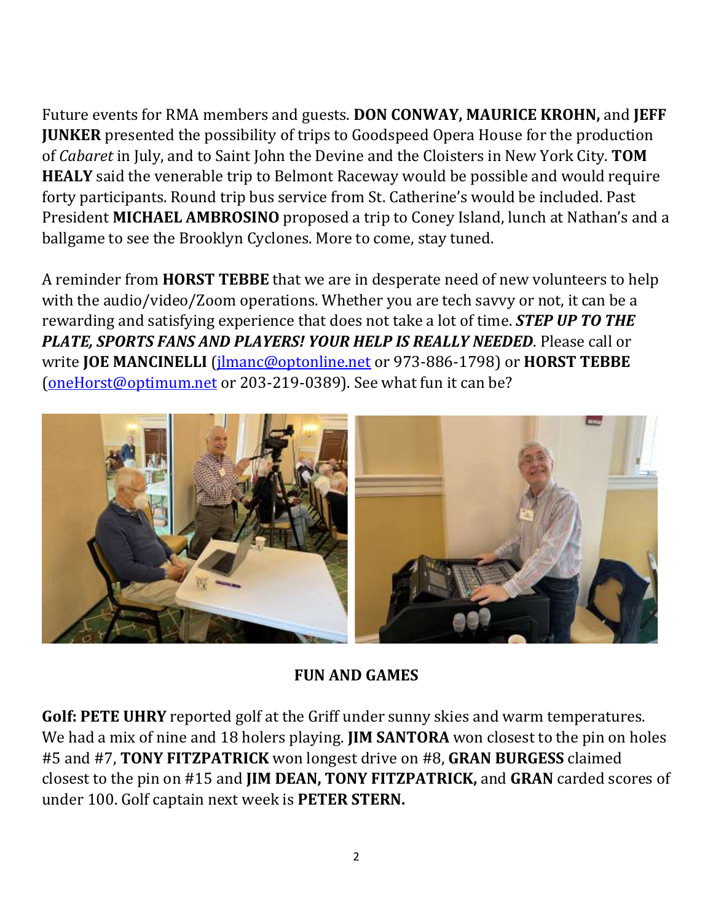Future events for RMA members and guests. **DON CONWAY, MAURICE KROHN,** and **JEFF JUNKER** presented the possibility of trips to Goodspeed Opera House for the production of *Cabaret* in July, and to Saint John the Devine and the Cloisters in New York City. **TOM HEALY** said the venerable trip to Belmont Raceway would be possible and would require forty participants. Round trip bus service from St. Catherine's would be included. Past President **MICHAEL AMBROSINO** proposed a trip to Coney Island, lunch at Nathan's and a ballgame to see the Brooklyn Cyclones. More to come, stay tuned.

A reminder from **HORST TEBBE** that we are in desperate need of new volunteers to help with the audio/video/Zoom operations. Whether you are tech savvy or not, it can be a rewarding and satisfying experience that does not take a lot of time. ***STEP UP TO THE PLATE, SPORTS FANS AND PLAYERS! YOUR HELP IS REALLY NEEDED***. Please call or write **JOE MANCINELLI** (jlmanc@optonline.net or 973-886-1798) or **HORST TEBBE** (oneHorst@optimum.net or 203-219-0389). See what fun it can be?

**FUN AND GAMES**

**Golf: PETE UHRY** reported golf at the Griff under sunny skies and warm temperatures. We had a mix of nine and 18 holers playing. **JIM SANTORA** won closest to the pin on holes #5 and #7, **TONY FITZPATRICK** won longest drive on #8, **GRAN BURGESS** claimed closest to the pin on #15 and **JIM DEAN, TONY FITZPATRICK,** and **GRAN** carded scores of under 100. Golf captain next week is **PETER STERN.**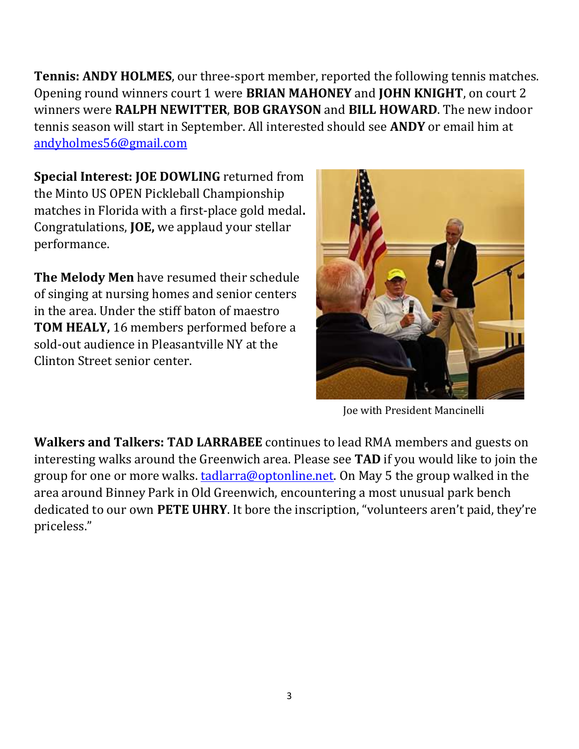**Tennis: ANDY HOLMES**, our three-sport member, reported the following tennis matches. Opening round winners court 1 were **BRIAN MAHONEY** and **JOHN KNIGHT**, on court 2 winners were **RALPH NEWITTER**, **BOB GRAYSON** and **BILL HOWARD**. The new indoor tennis season will start in September. All interested should see **ANDY** or email him at andyholmes56@gmail.com

**Special Interest: JOE DOWLING** returned from the Minto US OPEN Pickleball Championship matches in Florida with a first-place gold medal**.** Congratulations, **JOE,** we applaud your stellar performance.

**The Melody Men** have resumed their schedule of singing at nursing homes and senior centers in the area. Under the stiff baton of maestro **TOM HEALY,** 16 members performed before a sold-out audience in Pleasantville NY at the Clinton Street senior center.

Joe with President Mancinelli

**Walkers and Talkers: TAD LARRABEE** continues to lead RMA members and guests on interesting walks around the Greenwich area. Please see **TAD** if you would like to join the group for one or more walks. tadlarra@optonline.net. On May 5 the group walked in the area around Binney Park in Old Greenwich, encountering a most unusual park bench dedicated to our own **PETE UHRY**. It bore the inscription, "volunteers aren't paid, they're priceless."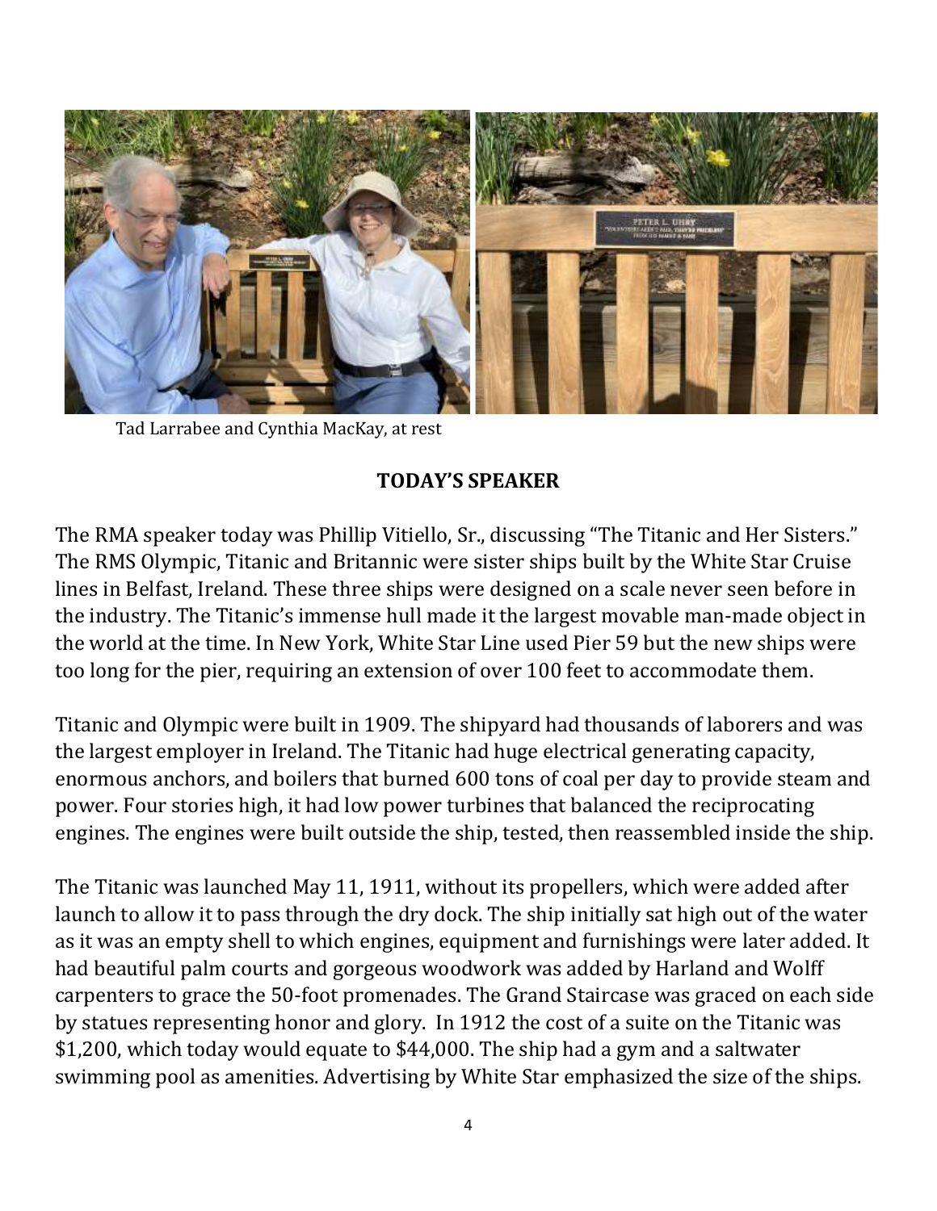Tad Larrabee and Cynthia MacKay, at rest

## TODAY'S SPEAKER

The RMA speaker today was Phillip Vitiello, Sr., discussing "The Titanic and Her Sisters." The RMS Olympic, Titanic and Britannic were sister ships built by the White Star Cruise lines in Belfast, Ireland. These three ships were designed on a scale never seen before in the industry. The Titanic's immense hull made it the largest movable man-made object in the world at the time. In New York, White Star Line used Pier 59 but the new ships were too long for the pier, requiring an extension of over 100 feet to accommodate them.

Titanic and Olympic were built in 1909. The shipyard had thousands of laborers and was the largest employer in Ireland. The Titanic had huge electrical generating capacity, enormous anchors, and boilers that burned 600 tons of coal per day to provide steam and power. Four stories high, it had low power turbines that balanced the reciprocating engines. The engines were built outside the ship, tested, then reassembled inside the ship.

The Titanic was launched May 11, 1911, without its propellers, which were added after launch to allow it to pass through the dry dock. The ship initially sat high out of the water as it was an empty shell to which engines, equipment and furnishings were later added. It had beautiful palm courts and gorgeous woodwork was added by Harland and Wolff carpenters to grace the 50-foot promenades. The Grand Staircase was graced on each side by statues representing honor and glory. In 1912 the cost of a suite on the Titanic was $1,200, which today would equate to $44,000. The ship had a gym and a saltwater swimming pool as amenities. Advertising by White Star emphasized the size of the ships.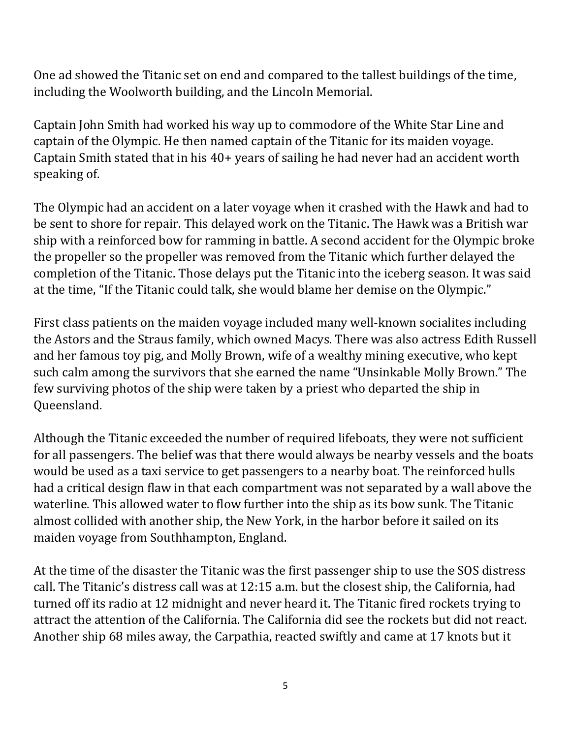One ad showed the Titanic set on end and compared to the tallest buildings of the time, including the Woolworth building, and the Lincoln Memorial.

Captain John Smith had worked his way up to commodore of the White Star Line and captain of the Olympic. He then named captain of the Titanic for its maiden voyage. Captain Smith stated that in his 40+ years of sailing he had never had an accident worth speaking of.

The Olympic had an accident on a later voyage when it crashed with the Hawk and had to be sent to shore for repair. This delayed work on the Titanic. The Hawk was a British war ship with a reinforced bow for ramming in battle. A second accident for the Olympic broke the propeller so the propeller was removed from the Titanic which further delayed the completion of the Titanic. Those delays put the Titanic into the iceberg season. It was said at the time, "If the Titanic could talk, she would blame her demise on the Olympic."

First class patients on the maiden voyage included many well-known socialites including the Astors and the Straus family, which owned Macys. There was also actress Edith Russell and her famous toy pig, and Molly Brown, wife of a wealthy mining executive, who kept such calm among the survivors that she earned the name "Unsinkable Molly Brown." The few surviving photos of the ship were taken by a priest who departed the ship in Queensland.

Although the Titanic exceeded the number of required lifeboats, they were not sufficient for all passengers. The belief was that there would always be nearby vessels and the boats would be used as a taxi service to get passengers to a nearby boat. The reinforced hulls had a critical design flaw in that each compartment was not separated by a wall above the waterline. This allowed water to flow further into the ship as its bow sunk. The Titanic almost collided with another ship, the New York, in the harbor before it sailed on its maiden voyage from Southhampton, England.

At the time of the disaster the Titanic was the first passenger ship to use the SOS distress call. The Titanic's distress call was at 12:15 a.m. but the closest ship, the California, had turned off its radio at 12 midnight and never heard it. The Titanic fired rockets trying to attract the attention of the California. The California did see the rockets but did not react. Another ship 68 miles away, the Carpathia, reacted swiftly and came at 17 knots but it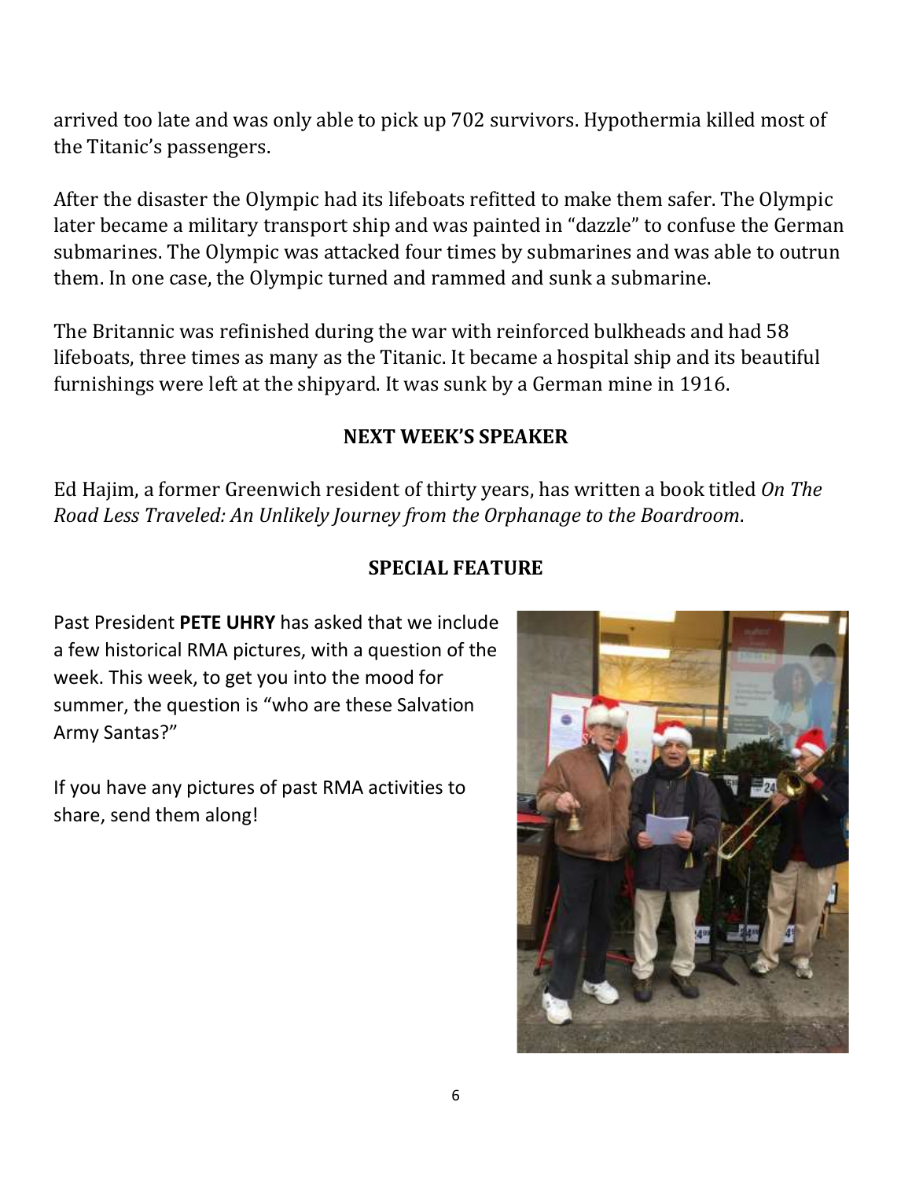arrived too late and was only able to pick up 702 survivors. Hypothermia killed most of the Titanic's passengers.

After the disaster the Olympic had its lifeboats refitted to make them safer. The Olympic later became a military transport ship and was painted in "dazzle" to confuse the German submarines. The Olympic was attacked four times by submarines and was able to outrun them. In one case, the Olympic turned and rammed and sunk a submarine.

The Britannic was refinished during the war with reinforced bulkheads and had 58 lifeboats, three times as many as the Titanic. It became a hospital ship and its beautiful furnishings were left at the shipyard. It was sunk by a German mine in 1916.

## NEXT WEEK'S SPEAKER

Ed Hajim, a former Greenwich resident of thirty years, has written a book titled *On The Road Less Traveled: An Unlikely Journey from the Orphanage to the Boardroom*.

## SPECIAL FEATURE

Past President **PETE UHRY** has asked that we include a few historical RMA pictures, with a question of the week. This week, to get you into the mood for summer, the question is "who are these Salvation Army Santas?"

If you have any pictures of past RMA activities to share, send them along!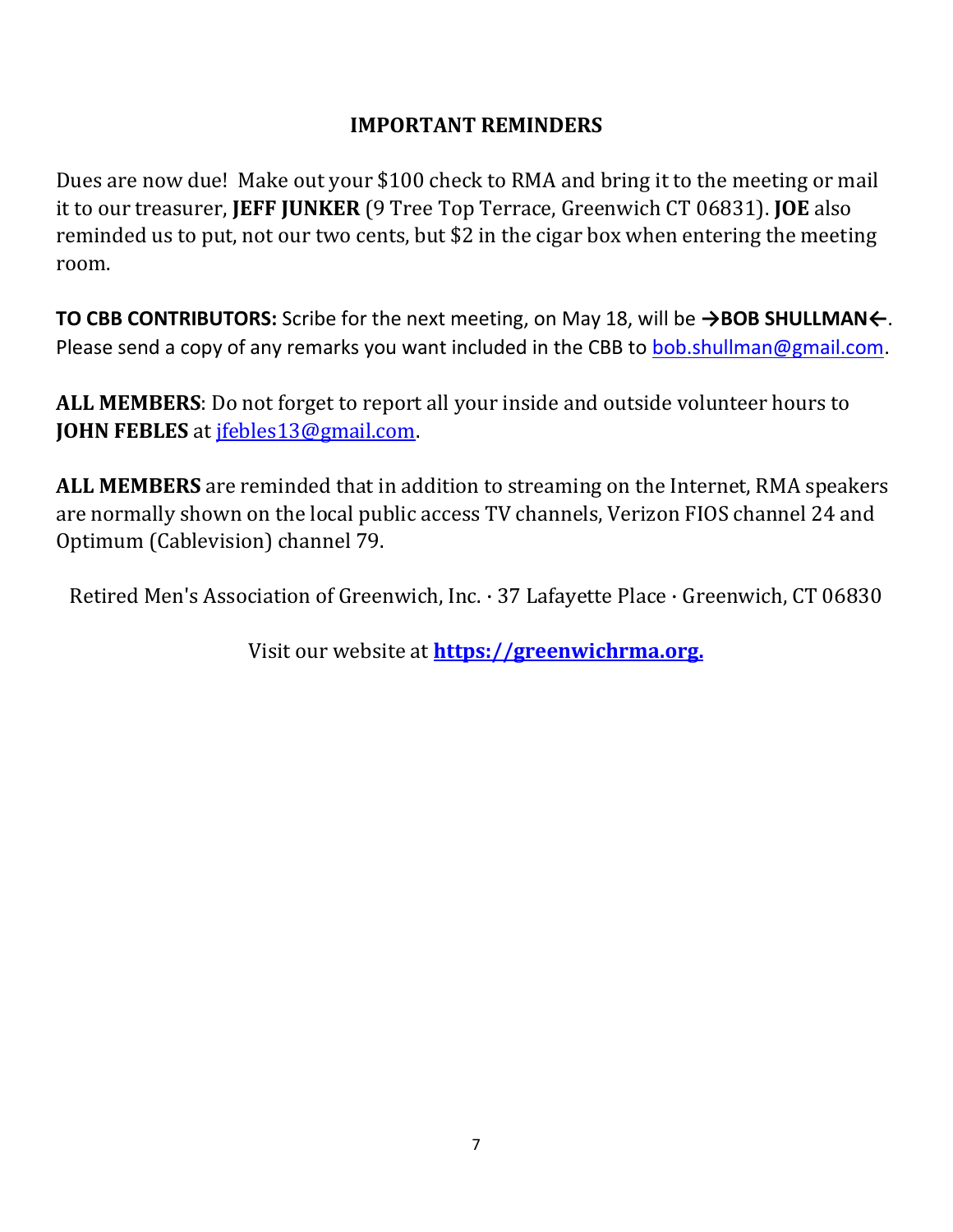**IMPORTANT REMINDERS**

Dues are now due! Make out your $100 check to RMA and bring it to the meeting or mail it to our treasurer, **JEFF JUNKER** (9 Tree Top Terrace, Greenwich CT 06831). **JOE** also reminded us to put, not our two cents, but $2 in the cigar box when entering the meeting room.

**TO CBB CONTRIBUTORS:** Scribe for the next meeting, on May 18, will be **→BOB SHULLMAN←**. Please send a copy of any remarks you want included in the CBB to bob.shullman@gmail.com.

**ALL MEMBERS**: Do not forget to report all your inside and outside volunteer hours to **JOHN FEBLES** at jfebles13@gmail.com.

**ALL MEMBERS** are reminded that in addition to streaming on the Internet, RMA speakers are normally shown on the local public access TV channels, Verizon FIOS channel 24 and Optimum (Cablevision) channel 79.

Retired Men's Association of Greenwich, Inc. · 37 Lafayette Place · Greenwich, CT 06830

Visit our website at **https://greenwichrma.org.**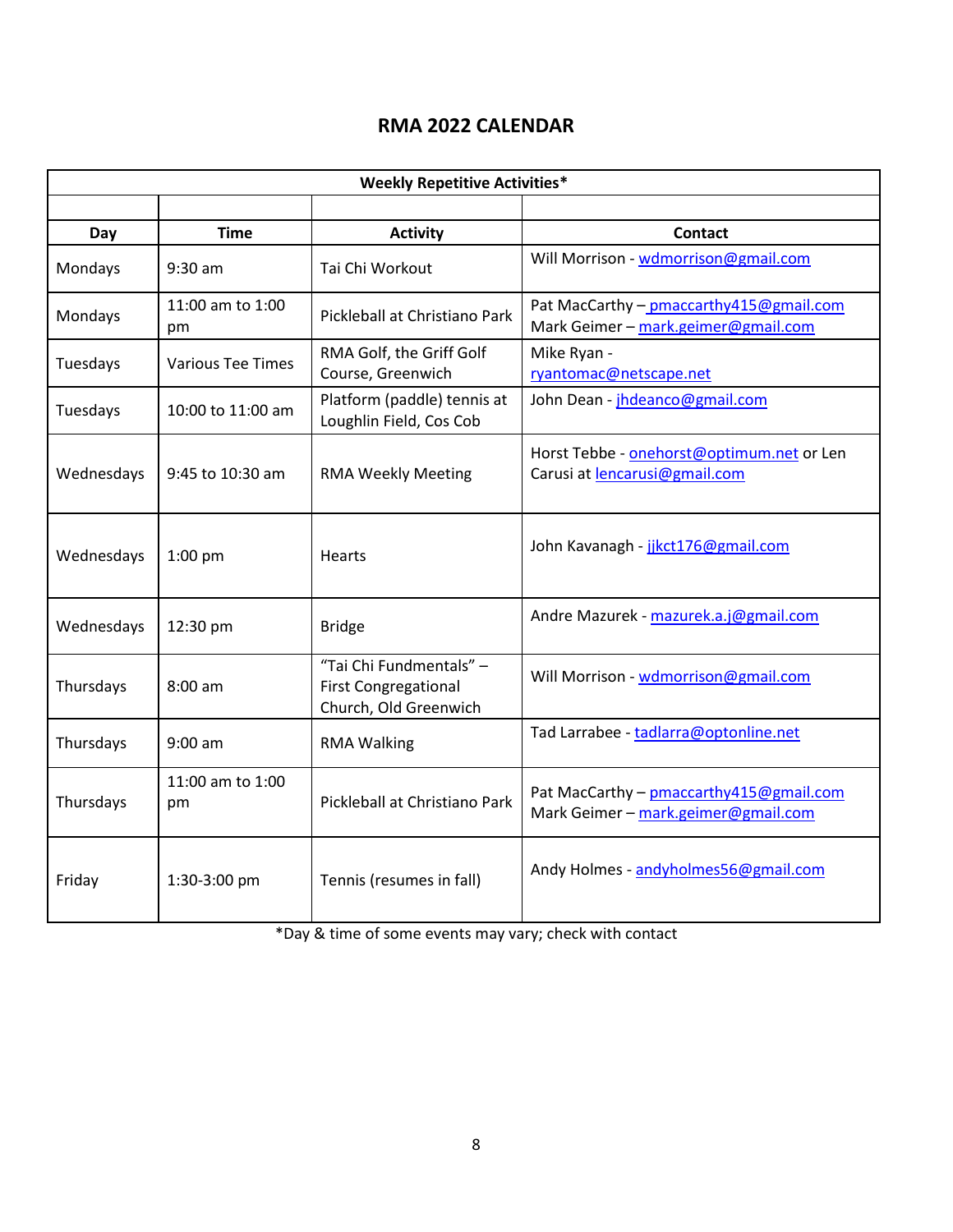# RMA 2022 CALENDAR

| Weekly Repetitive Activities* | | | |
|---|---|---|---|
| | | | |
| **Day** | **Time** | **Activity** | **Contact** |
| Mondays | 9:30 am | Tai Chi Workout | Will Morrison - wdmorrison@gmail.com |
| Mondays | 11:00 am to 1:00 pm | Pickleball at Christiano Park | Pat MacCarthy – pmaccarthy415@gmail.com Mark Geimer – mark.geimer@gmail.com |
| Tuesdays | Various Tee Times | RMA Golf, the Griff Golf Course, Greenwich | Mike Ryan - ryantomac@netscape.net |
| Tuesdays | 10:00 to 11:00 am | Platform (paddle) tennis at Loughlin Field, Cos Cob | John Dean - jhdeanco@gmail.com |
| Wednesdays | 9:45 to 10:30 am | RMA Weekly Meeting | Horst Tebbe - onehorst@optimum.net or Len Carusi at lencarusi@gmail.com |
| Wednesdays | 1:00 pm | Hearts | John Kavanagh - jjkct176@gmail.com |
| Wednesdays | 12:30 pm | Bridge | Andre Mazurek - mazurek.a.j@gmail.com |
| Thursdays | 8:00 am | "Tai Chi Fundmentals" – First Congregational Church, Old Greenwich | Will Morrison - wdmorrison@gmail.com |
| Thursdays | 9:00 am | RMA Walking | Tad Larrabee - tadlarra@optonline.net |
| Thursdays | 11:00 am to 1:00 pm | Pickleball at Christiano Park | Pat MacCarthy – pmaccarthy415@gmail.com Mark Geimer – mark.geimer@gmail.com |
| Friday | 1:30-3:00 pm | Tennis (resumes in fall) | Andy Holmes - andyholmes56@gmail.com |

*Day & time of some events may vary; check with contact